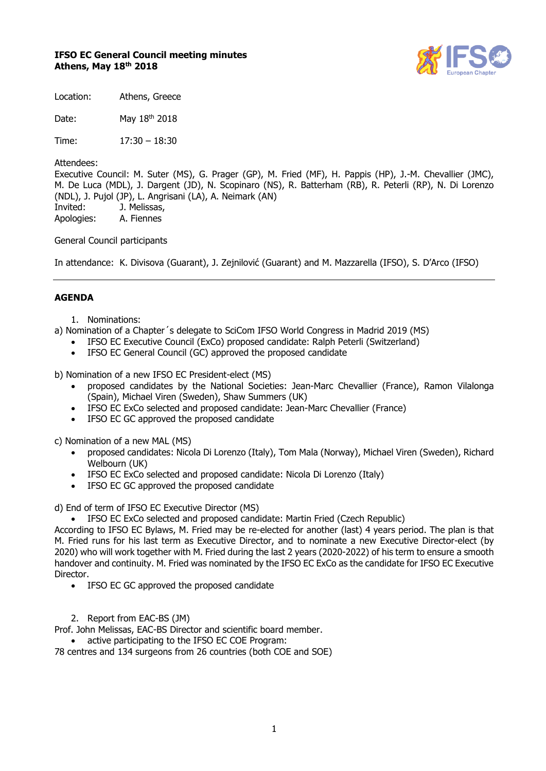**IFSO EC General Council meeting minutes**
**Athens, May 18th 2018**

Location: Athens, Greece

Date: May 18th 2018

Time: 17:30 – 18:30

Attendees:
Executive Council: M. Suter (MS), G. Prager (GP), M. Fried (MF), H. Pappis (HP), J.-M. Chevallier (JMC), M. De Luca (MDL), J. Dargent (JD), N. Scopinaro (NS), R. Batterham (RB), R. Peterli (RP), N. Di Lorenzo (NDL), J. Pujol (JP), L. Angrisani (LA), A. Neimark (AN)
Invited: J. Melissas,
Apologies: A. Fiennes

General Council participants

In attendance: K. Divisova (Guarant), J. Zejnilović (Guarant) and M. Mazzarella (IFSO), S. D'Arco (IFSO)

---

## AGENDA

1. Nominations:

a) Nomination of a Chapter´s delegate to SciCom IFSO World Congress in Madrid 2019 (MS)

- IFSO EC Executive Council (ExCo) proposed candidate: Ralph Peterli (Switzerland)
- IFSO EC General Council (GC) approved the proposed candidate

b) Nomination of a new IFSO President-elect (MS)

- proposed candidates by the National Societies: Jean-Marc Chevallier (France), Ramon Vilalonga (Spain), Michael Viren (Sweden), Shaw Summers (UK)
- IFSO EC ExCo selected and proposed candidate: Jean-Marc Chevallier (France)
- IFSO EC GC approved the proposed candidate

c) Nomination of a new MAL (MS)

- proposed candidates: Nicola Di Lorenzo (Italy), Tom Mala (Norway), Michael Viren (Sweden), Richard Welbourn (UK)
- IFSO EC ExCo selected and proposed candidate: Nicola Di Lorenzo (Italy)
- IFSO EC GC approved the proposed candidate

d) End of term of IFSO EC Executive Director (MS)

- IFSO EC ExCo selected and proposed candidate: Martin Fried (Czech Republic)

According to IFSO EC Bylaws, M. Fried may be re-elected for another (last) 4 years period. The plan is that M. Fried runs for his last term as Executive Director, and to nominate a new Executive Director-elect (by 2020) who will work together with M. Fried during the last 2 years (2020-2022) of his term to ensure a smooth handover and continuity. M. Fried was nominated by the IFSO EC ExCo as the candidate for IFSO EC Executive Director.

- IFSO EC GC approved the proposed candidate

2. Report from EAC-BS (JM)

Prof. John Melissas, EAC-BS Director and scientific board member.

- active participating to the IFSO EC COE Program:

78 centres and 134 surgeons from 26 countries (both COE and SOE)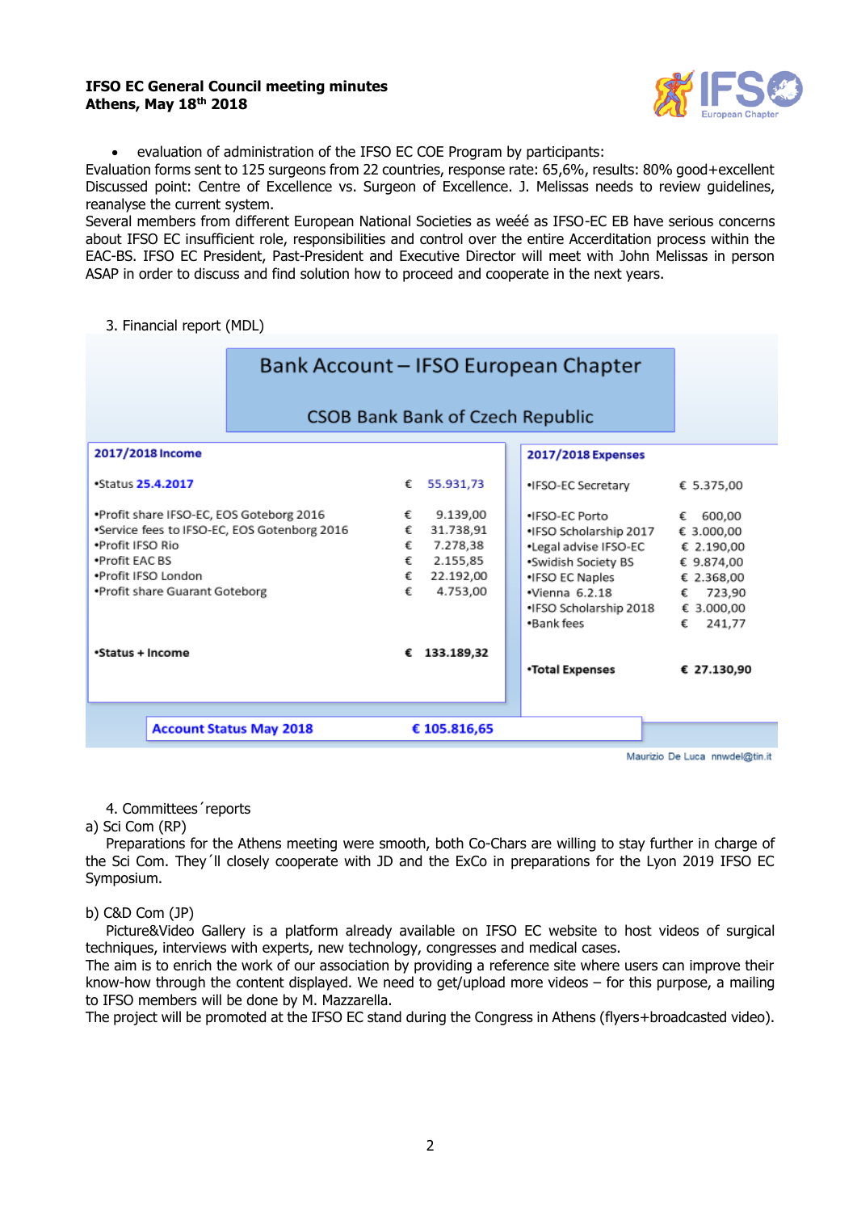- evaluation of administration of the IFSO EC COE Program by participants:

Evaluation forms sent to 125 surgeons from 22 countries, response rate: 65,6%, results: 80% good+excellent
Discussed point: Centre of Excellence vs. Surgeon of Excellence. J. Melissas needs to review guidelines, reanalyse the current system.
Several members from different European National Societies as weéé as IFSO-EC EB have serious concerns about IFSO EC insufficient role, responsibilities and control over the entire Accerditation process within the EAC-BS. IFSO EC President, Past-President and Executive Director will meet with John Melissas in person ASAP in order to discuss and find solution how to proceed and cooperate in the next years.

3. Financial report (MDL)

**Bank Account – IFSO European Chapter**

**CSOB Bank Bank of Czech Republic**

| 2017/2018 Income | | 2017/2018 Expenses | |
|---|---|---|---|
| •Status 25.4.2017 | € 55.931,73 | •IFSO-EC Secretary | € 5.375,00 |
| •Profit share IFSO-EC, EOS Goteborg 2016 | € 9.139,00 | •IFSO-EC Porto | € 600,00 |
| •Service fees to IFSO-EC, EOS Gotenborg 2016 | € 31.738,91 | •IFSO Scholarship 2017 | € 3.000,00 |
| •Profit IFSO Rio | € 7.278,38 | •Legal advise IFSO-EC | € 2.190,00 |
| •Profit EAC BS | € 2.155,85 | •Swidish Society BS | € 9.874,00 |
| •Profit IFSO London | € 22.192,00 | •IFSO EC Naples | € 2.368,00 |
| •Profit share Guarant Goteborg | € 4.753,00 | •Vienna 6.2.18 | € 723,90 |
| | | •IFSO Scholarship 2018 | € 3.000,00 |
| | | •Bank fees | € 241,77 |
| **•Status + Income** | **€ 133.189,32** | **•Total Expenses** | **€ 27.130,90** |

**Account Status May 2018 € 105.816,65**

Maurizio De Luca nnwdel@tin.it

4. Committees´reports

a) Sci Com (RP)

Preparations for the Athens meeting were smooth, both Co-Chars are willing to stay further in charge of the Sci Com. They´ll closely cooperate with JD and the ExCo in preparations for the Lyon 2019 IFSO EC Symposium.

b) C&D Com (JP)

Picture&Video Gallery is a platform already available on IFSO EC website to host videos of surgical techniques, interviews with experts, new technology, congresses and medical cases.
The aim is to enrich the work of our association by providing a reference site where users can improve their know-how through the content displayed. We need to get/upload more videos – for this purpose, a mailing to IFSO members will be done by M. Mazzarella.
The project will be promoted at the IFSO EC stand during the Congress in Athens (flyers+broadcasted video).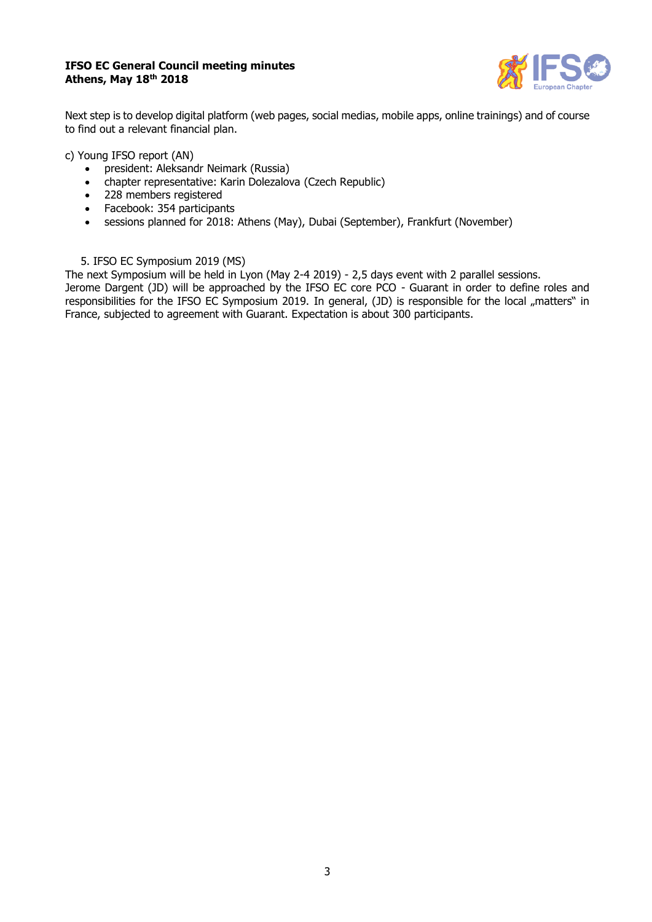Next step is to develop digital platform (web pages, social medias, mobile apps, online trainings) and of course to find out a relevant financial plan.

c) Young IFSO report (AN)

- president: Aleksandr Neimark (Russia)
- chapter representative: Karin Dolezalova (Czech Republic)
- 228 members registered
- Facebook: 354 participants
- sessions planned for 2018: Athens (May), Dubai (September), Frankfurt (November)

5. IFSO EC Symposium 2019 (MS)

The next Symposium will be held in Lyon (May 2-4 2019) - 2,5 days event with 2 parallel sessions.
Jerome Dargent (JD) will be approached by the IFSO EC core PCO - Guarant in order to define roles and responsibilities for the IFSO EC Symposium 2019. In general, (JD) is responsible for the local „matters" in France, subjected to agreement with Guarant. Expectation is about 300 participants.